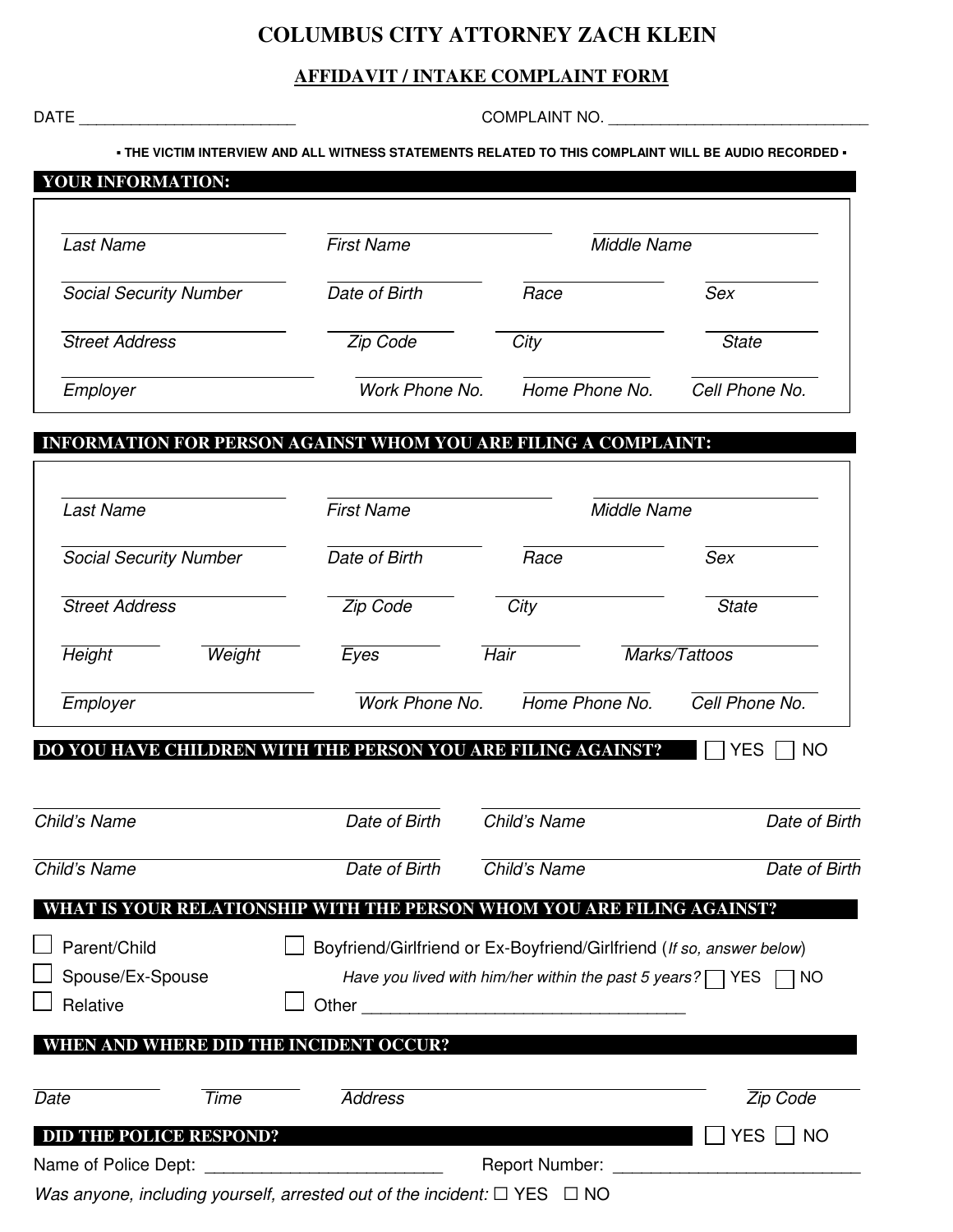# COLUMBUS CITY ATTORNEY ZACH KLEIN

## AFFIDAVIT / INTAKE COMPLAINT FORM

DATE ________________________ COMPLAINT NO. ____________________________

**▪ THE VICTIM INTERVIEW AND ALL WITNESS STATEMENTS RELATED TO THIS COMPLAINT WILL BE AUDIO RECORDED ▪**

### YOUR INFORMATION:

| | | | |
|---|---|---|---|
| *Last Name* | *First Name* | *Middle Name* | |
| *Social Security Number* | *Date of Birth* | *Race* | *Sex* |
| *Street Address* | *Zip Code* | *City* | *State* |
| *Employer* | *Work Phone No.* | *Home Phone No.* | *Cell Phone No.* |

### INFORMATION FOR PERSON AGAINST WHOM YOU ARE FILING A COMPLAINT:

| | | | | |
|---|---|---|---|---|
| *Last Name* | | *First Name* | *Middle Name* | |
| *Social Security Number* | | *Date of Birth* | *Race* | *Sex* |
| *Street Address* | | *Zip Code* | *City* | *State* |
| *Height* | *Weight* | *Eyes* | *Hair* | *Marks/Tattoos* |
| *Employer* | | *Work Phone No.* | *Home Phone No.* | *Cell Phone No.* |

### DO YOU HAVE CHILDREN WITH THE PERSON YOU ARE FILING AGAINST? ☐ YES ☐ NO

| | | | |
|---|---|---|---|
| *Child's Name* | *Date of Birth* | *Child's Name* | *Date of Birth* |
| *Child's Name* | *Date of Birth* | *Child's Name* | *Date of Birth* |

### WHAT IS YOUR RELATIONSHIP WITH THE PERSON WHOM YOU ARE FILING AGAINST?

☐ Parent/Child ☐ Boyfriend/Girlfriend or Ex-Boyfriend/Girlfriend (*If so, answer below*)

☐ Spouse/Ex-Spouse *Have you lived with him/her within the past 5 years?* ☐ YES ☐ NO

☐ Relative ☐ Other ___________________________________

### WHEN AND WHERE DID THE INCIDENT OCCUR?

| | | | |
|---|---|---|---|
| *Date* | *Time* | *Address* | *Zip Code* |

### DID THE POLICE RESPOND? ☐ YES ☐ NO

Name of Police Dept: _________________________ Report Number: __________________________

*Was anyone, including yourself, arrested out of the incident:* ☐ YES ☐ NO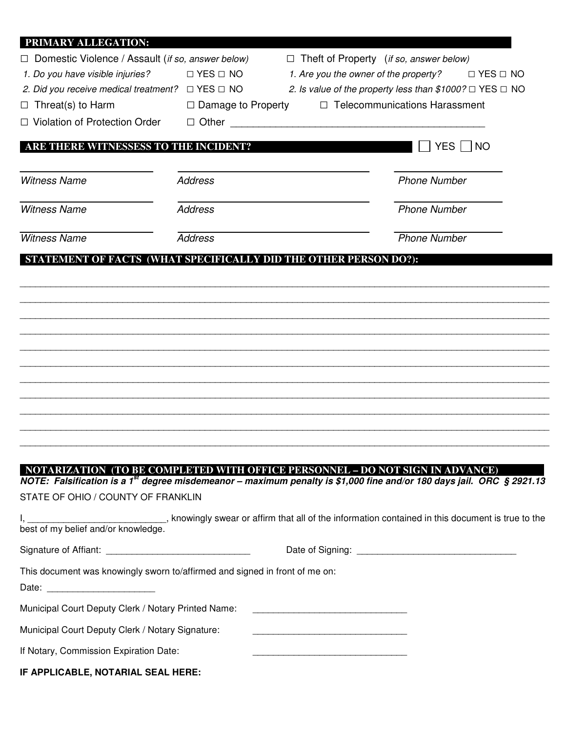## PRIMARY ALLEGATION:

☐ Domestic Violence / Assault (*if so, answer below*)

*1. Do you have visible injuries?* ☐ YES ☐ NO

*2. Did you receive medical treatment?* ☐ YES ☐ NO

☐ Theft of Property (*if so, answer below*)

*1. Are you the owner of the property?* ☐ YES ☐ NO

*2. Is value of the property less than $1000?* ☐ YES ☐ NO

☐ Threat(s) to Harm ☐ Damage to Property ☐ Telecommunications Harassment

☐ Violation of Protection Order ☐ Other ______________________________________________

## ARE THERE WITNESSESS TO THE INCIDENT?

☐ YES ☐ NO

| | | |
|---|---|---|
| *Witness Name* | *Address* | *Phone Number* |
| *Witness Name* | *Address* | *Phone Number* |
| *Witness Name* | *Address* | *Phone Number* |

## STATEMENT OF FACTS (WHAT SPECIFICALLY DID THE OTHER PERSON DO?):

_____________________________________________________________________________________________

_____________________________________________________________________________________________

_____________________________________________________________________________________________

_____________________________________________________________________________________________

_____________________________________________________________________________________________

_____________________________________________________________________________________________

_____________________________________________________________________________________________

_____________________________________________________________________________________________

_____________________________________________________________________________________________

_____________________________________________________________________________________________

_____________________________________________________________________________________________

## NOTARIZATION (TO BE COMPLETED WITH OFFICE PERSONNEL – DO NOT SIGN IN ADVANCE)

***NOTE: Falsification is a 1st degree misdemeanor – maximum penalty is $1,000 fine and/or 180 days jail. ORC § 2921.13***

STATE OF OHIO / COUNTY OF FRANKLIN

I, ___________________________, knowingly swear or affirm that all of the information contained in this document is true to the best of my belief and/or knowledge.

Signature of Affiant: ____________________________ Date of Signing: _______________________________

This document was knowingly sworn to/affirmed and signed in front of me on:

Date: _____________________

Municipal Court Deputy Clerk / Notary Printed Name: ______________________________

Municipal Court Deputy Clerk / Notary Signature: ______________________________

If Notary, Commission Expiration Date: ______________________________

**IF APPLICABLE, NOTARIAL SEAL HERE:**